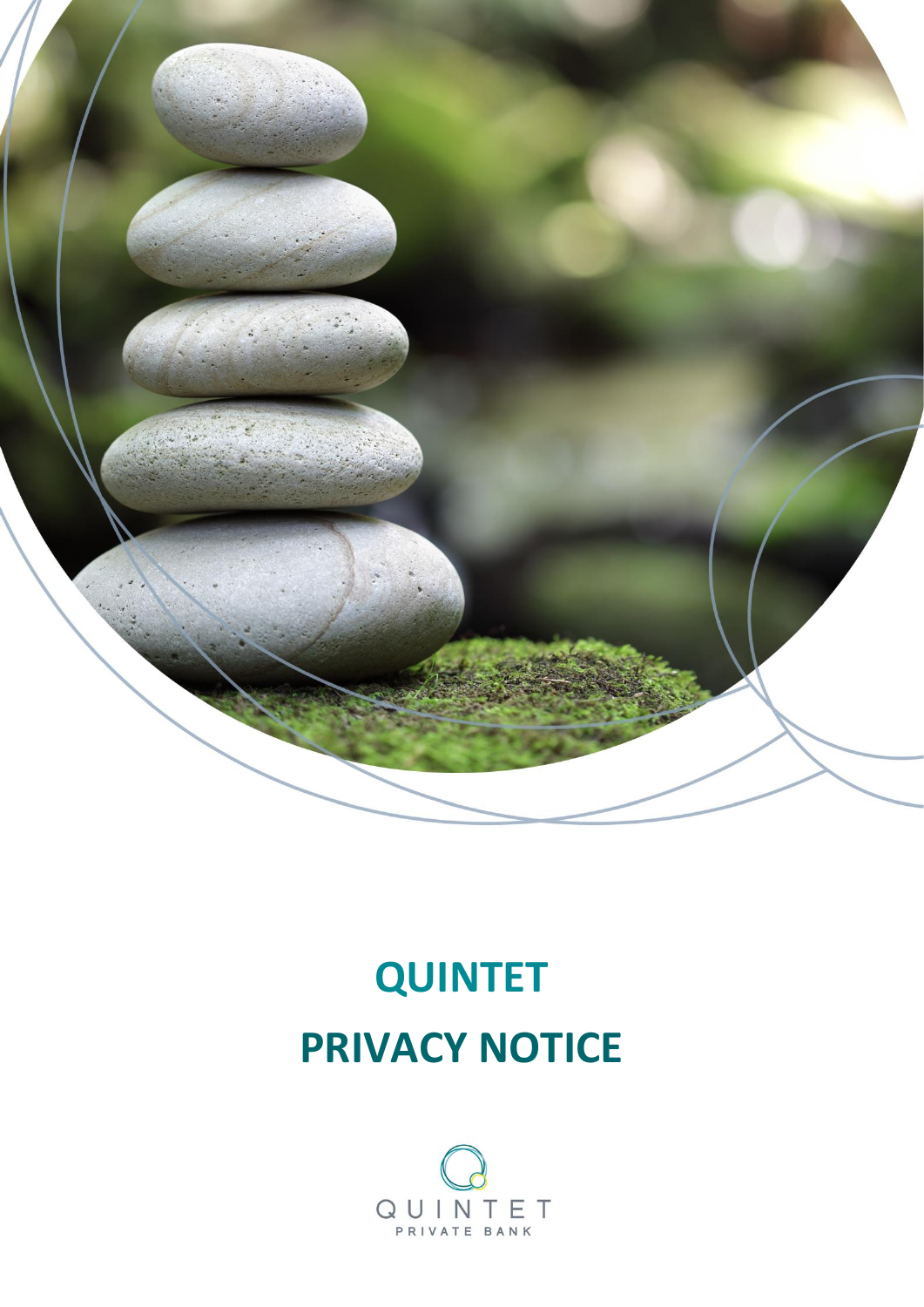# QUINTET

# PRIVACY NOTICE

QUINTET

PRIVATE BANK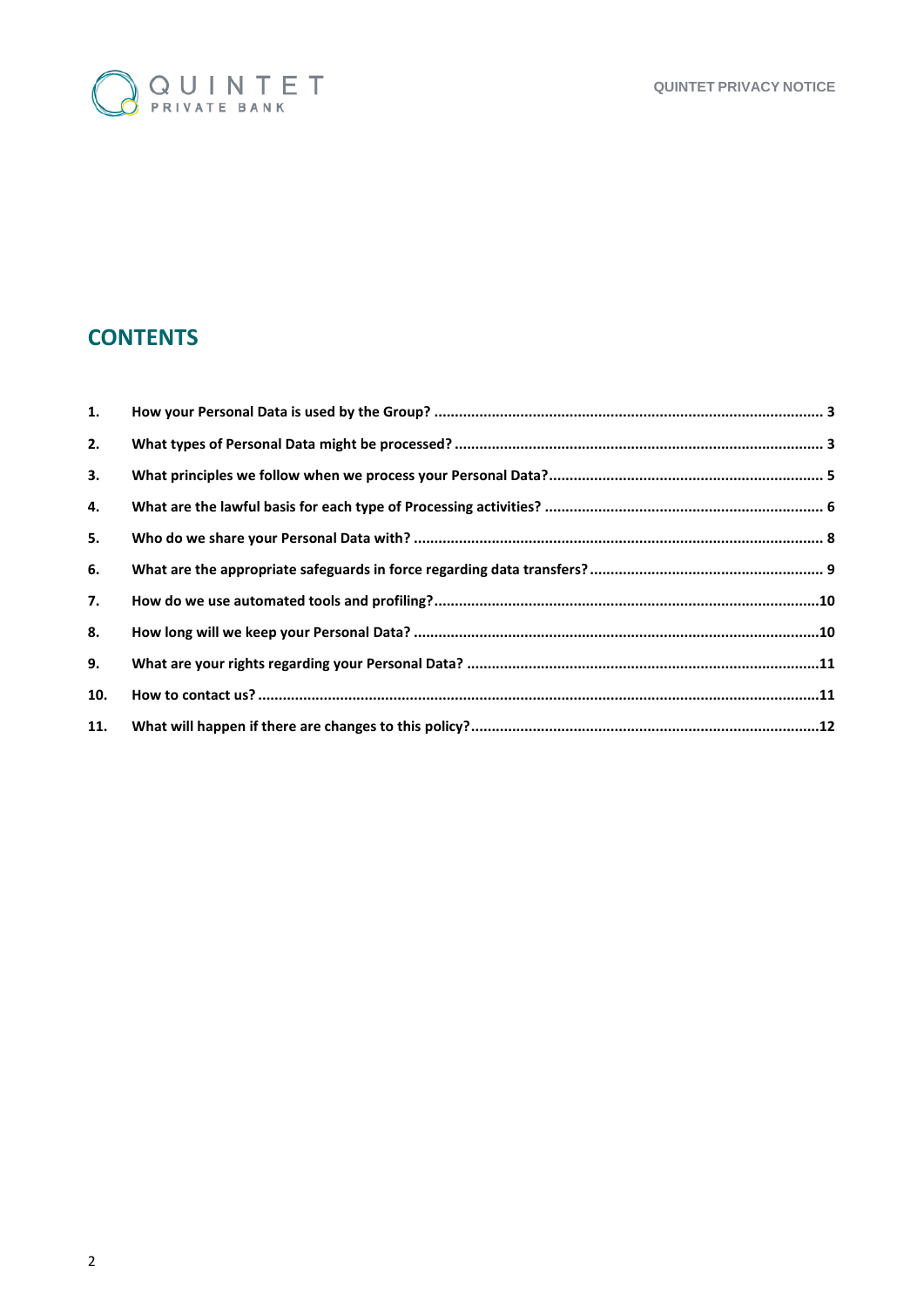## CONTENTS

1. How your Personal Data is used by the Group? ... 3
2. What types of Personal Data might be processed? ... 3
3. What principles we follow when we process your Personal Data? ... 5
4. What are the lawful basis for each type of Processing activities? ... 6
5. Who do we share your Personal Data with? ... 8
6. What are the appropriate safeguards in force regarding data transfers? ... 9
7. How do we use automated tools and profiling? ... 10
8. How long will we keep your Personal Data? ... 10
9. What are your rights regarding your Personal Data? ... 11
10. How to contact us? ... 11
11. What will happen if there are changes to this policy? ... 12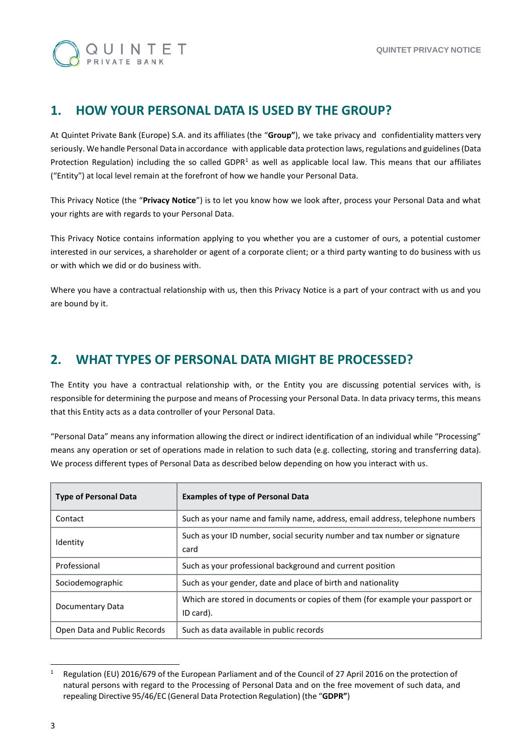## 1. HOW YOUR PERSONAL DATA IS USED BY THE GROUP?

At Quintet Private Bank (Europe) S.A. and its affiliates (the "**Group"**), we take privacy and confidentiality matters very seriously. We handle Personal Data in accordance with applicable data protection laws, regulations and guidelines (Data Protection Regulation) including the so called GDPR[1] as well as applicable local law. This means that our affiliates ("Entity") at local level remain at the forefront of how we handle your Personal Data.

This Privacy Notice (the "**Privacy Notice**") is to let you know how we look after, process your Personal Data and what your rights are with regards to your Personal Data.

This Privacy Notice contains information applying to you whether you are a customer of ours, a potential customer interested in our services, a shareholder or agent of a corporate client; or a third party wanting to do business with us or with which we did or do business with.

Where you have a contractual relationship with us, then this Privacy Notice is a part of your contract with us and you are bound by it.

## 2. WHAT TYPES OF PERSONAL DATA MIGHT BE PROCESSED?

The Entity you have a contractual relationship with, or the Entity you are discussing potential services with, is responsible for determining the purpose and means of Processing your Personal Data. In data privacy terms, this means that this Entity acts as a data controller of your Personal Data.

"Personal Data" means any information allowing the direct or indirect identification of an individual while "Processing" means any operation or set of operations made in relation to such data (e.g. collecting, storing and transferring data). We process different types of Personal Data as described below depending on how you interact with us.

| Type of Personal Data | Examples of type of Personal Data |
|---|---|
| Contact | Such as your name and family name, address, email address, telephone numbers |
| Identity | Such as your ID number, social security number and tax number or signature card |
| Professional | Such as your professional background and current position |
| Sociodemographic | Such as your gender, date and place of birth and nationality |
| Documentary Data | Which are stored in documents or copies of them (for example your passport or ID card). |
| Open Data and Public Records | Such as data available in public records |

[1] Regulation (EU) 2016/679 of the European Parliament and of the Council of 27 April 2016 on the protection of natural persons with regard to the Processing of Personal Data and on the free movement of such data, and repealing Directive 95/46/EC (General Data Protection Regulation) (the "**GDPR"**)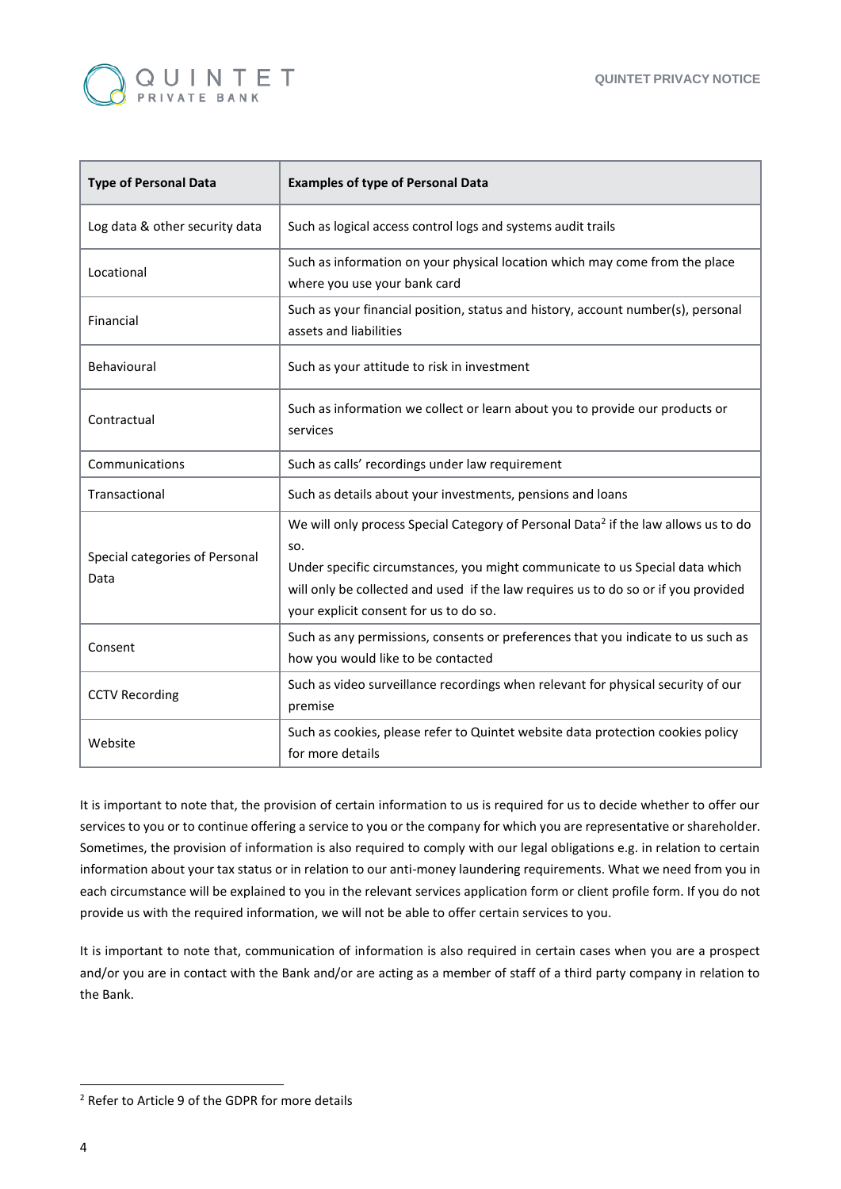| Type of Personal Data | Examples of type of Personal Data |
|---|---|
| Log data & other security data | Such as logical access control logs and systems audit trails |
| Locational | Such as information on your physical location which may come from the place where you use your bank card |
| Financial | Such as your financial position, status and history, account number(s), personal assets and liabilities |
| Behavioural | Such as your attitude to risk in investment |
| Contractual | Such as information we collect or learn about you to provide our products or services |
| Communications | Such as calls' recordings under law requirement |
| Transactional | Such as details about your investments, pensions and loans |
| Special categories of Personal Data | We will only process Special Category of Personal Data[2] if the law allows us to do so. Under specific circumstances, you might communicate to us Special data which will only be collected and used if the law requires us to do so or if you provided your explicit consent for us to do so. |
| Consent | Such as any permissions, consents or preferences that you indicate to us such as how you would like to be contacted |
| CCTV Recording | Such as video surveillance recordings when relevant for physical security of our premise |
| Website | Such as cookies, please refer to Quintet website data protection cookies policy for more details |

It is important to note that, the provision of certain information to us is required for us to decide whether to offer our services to you or to continue offering a service to you or the company for which you are representative or shareholder. Sometimes, the provision of information is also required to comply with our legal obligations e.g. in relation to certain information about your tax status or in relation to our anti-money laundering requirements. What we need from you in each circumstance will be explained to you in the relevant services application form or client profile form. If you do not provide us with the required information, we will not be able to offer certain services to you.

It is important to note that, communication of information is also required in certain cases when you are a prospect and/or you are in contact with the Bank and/or are acting as a member of staff of a third party company in relation to the Bank.

[2] Refer to Article 9 of the GDPR for more details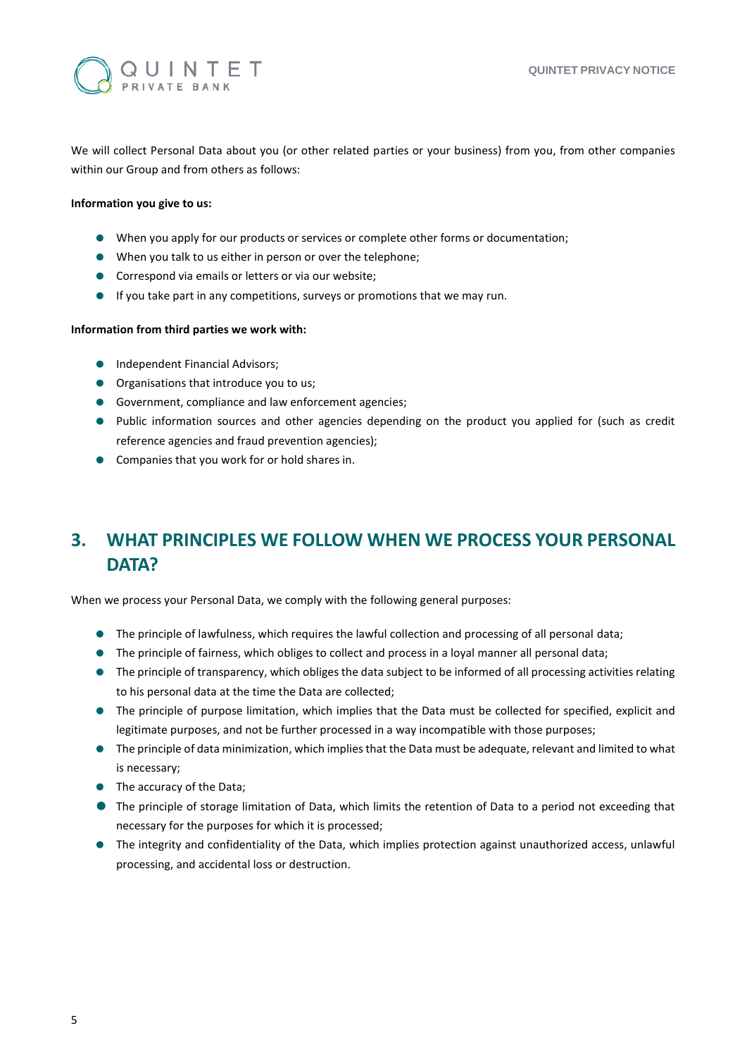We will collect Personal Data about you (or other related parties or your business) from you, from other companies within our Group and from others as follows:

**Information you give to us:**

- When you apply for our products or services or complete other forms or documentation;
- When you talk to us either in person or over the telephone;
- Correspond via emails or letters or via our website;
- If you take part in any competitions, surveys or promotions that we may run.

**Information from third parties we work with:**

- Independent Financial Advisors;
- Organisations that introduce you to us;
- Government, compliance and law enforcement agencies;
- Public information sources and other agencies depending on the product you applied for (such as credit reference agencies and fraud prevention agencies);
- Companies that you work for or hold shares in.

## 3. WHAT PRINCIPLES WE FOLLOW WHEN WE PROCESS YOUR PERSONAL DATA?

When we process your Personal Data, we comply with the following general purposes:

- The principle of lawfulness, which requires the lawful collection and processing of all personal data;
- The principle of fairness, which obliges to collect and process in a loyal manner all personal data;
- The principle of transparency, which obliges the data subject to be informed of all processing activities relating to his personal data at the time the Data are collected;
- The principle of purpose limitation, which implies that the Data must be collected for specified, explicit and legitimate purposes, and not be further processed in a way incompatible with those purposes;
- The principle of data minimization, which implies that the Data must be adequate, relevant and limited to what is necessary;
- The accuracy of the Data;
- The principle of storage limitation of Data, which limits the retention of Data to a period not exceeding that necessary for the purposes for which it is processed;
- The integrity and confidentiality of the Data, which implies protection against unauthorized access, unlawful processing, and accidental loss or destruction.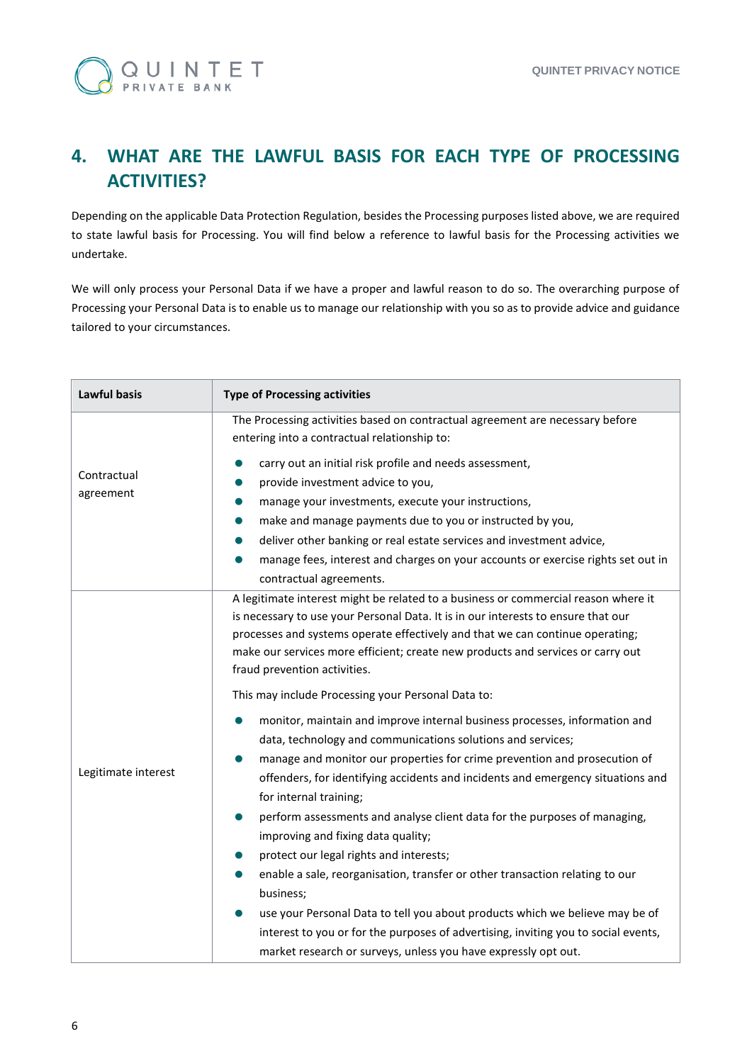## 4. WHAT ARE THE LAWFUL BASIS FOR EACH TYPE OF PROCESSING ACTIVITIES?

Depending on the applicable Data Protection Regulation, besides the Processing purposes listed above, we are required to state lawful basis for Processing. You will find below a reference to lawful basis for the Processing activities we undertake.

We will only process your Personal Data if we have a proper and lawful reason to do so. The overarching purpose of Processing your Personal Data is to enable us to manage our relationship with you so as to provide advice and guidance tailored to your circumstances.

| Lawful basis | Type of Processing activities |
|---|---|
| Contractual agreement | The Processing activities based on contractual agreement are necessary before entering into a contractual relationship to:<br>• carry out an initial risk profile and needs assessment,<br>• provide investment advice to you,<br>• manage your investments, execute your instructions,<br>• make and manage payments due to you or instructed by you,<br>• deliver other banking or real estate services and investment advice,<br>• manage fees, interest and charges on your accounts or exercise rights set out in contractual agreements. |
| Legitimate interest | A legitimate interest might be related to a business or commercial reason where it is necessary to use your Personal Data. It is in our interests to ensure that our processes and systems operate effectively and that we can continue operating; make our services more efficient; create new products and services or carry out fraud prevention activities.<br><br>This may include Processing your Personal Data to:<br>• monitor, maintain and improve internal business processes, information and data, technology and communications solutions and services;<br>• manage and monitor our properties for crime prevention and prosecution of offenders, for identifying accidents and incidents and emergency situations and for internal training;<br>• perform assessments and analyse client data for the purposes of managing, improving and fixing data quality;<br>• protect our legal rights and interests;<br>• enable a sale, reorganisation, transfer or other transaction relating to our business;<br>• use your Personal Data to tell you about products which we believe may be of interest to you or for the purposes of advertising, inviting you to social events, market research or surveys, unless you have expressly opt out. |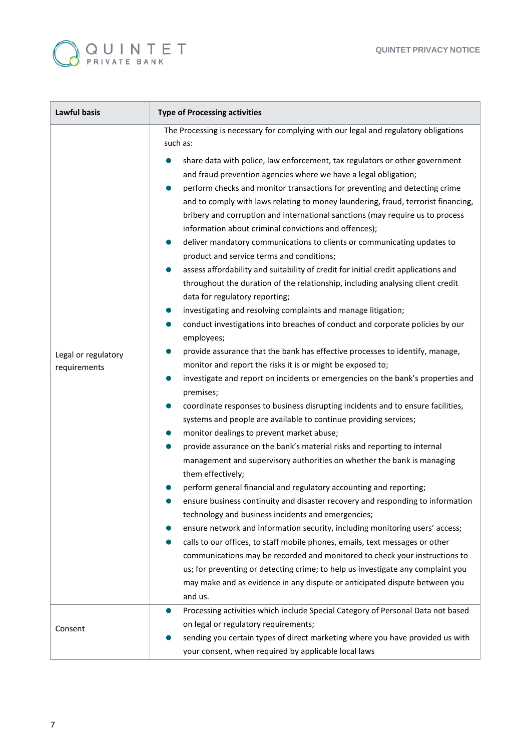| Lawful basis | Type of Processing activities |
|---|---|
| Legal or regulatory requirements | The Processing is necessary for complying with our legal and regulatory obligations such as:<br>• share data with police, law enforcement, tax regulators or other government and fraud prevention agencies where we have a legal obligation;<br>• perform checks and monitor transactions for preventing and detecting crime and to comply with laws relating to money laundering, fraud, terrorist financing, bribery and corruption and international sanctions (may require us to process information about criminal convictions and offences);<br>• deliver mandatory communications to clients or communicating updates to product and service terms and conditions;<br>• assess affordability and suitability of credit for initial credit applications and throughout the duration of the relationship, including analysing client credit data for regulatory reporting;<br>• investigating and resolving complaints and manage litigation;<br>• conduct investigations into breaches of conduct and corporate policies by our employees;<br>• provide assurance that the bank has effective processes to identify, manage, monitor and report the risks it is or might be exposed to;<br>• investigate and report on incidents or emergencies on the bank's properties and premises;<br>• coordinate responses to business disrupting incidents and to ensure facilities, systems and people are available to continue providing services;<br>• monitor dealings to prevent market abuse;<br>• provide assurance on the bank's material risks and reporting to internal management and supervisory authorities on whether the bank is managing them effectively;<br>• perform general financial and regulatory accounting and reporting;<br>• ensure business continuity and disaster recovery and responding to information technology and business incidents and emergencies;<br>• ensure network and information security, including monitoring users' access;<br>• calls to our offices, to staff mobile phones, emails, text messages or other communications may be recorded and monitored to check your instructions to us; for preventing or detecting crime; to help us investigate any complaint you may make and as evidence in any dispute or anticipated dispute between you and us. |
| Consent | • Processing activities which include Special Category of Personal Data not based on legal or regulatory requirements;<br>• sending you certain types of direct marketing where you have provided us with your consent, when required by applicable local laws |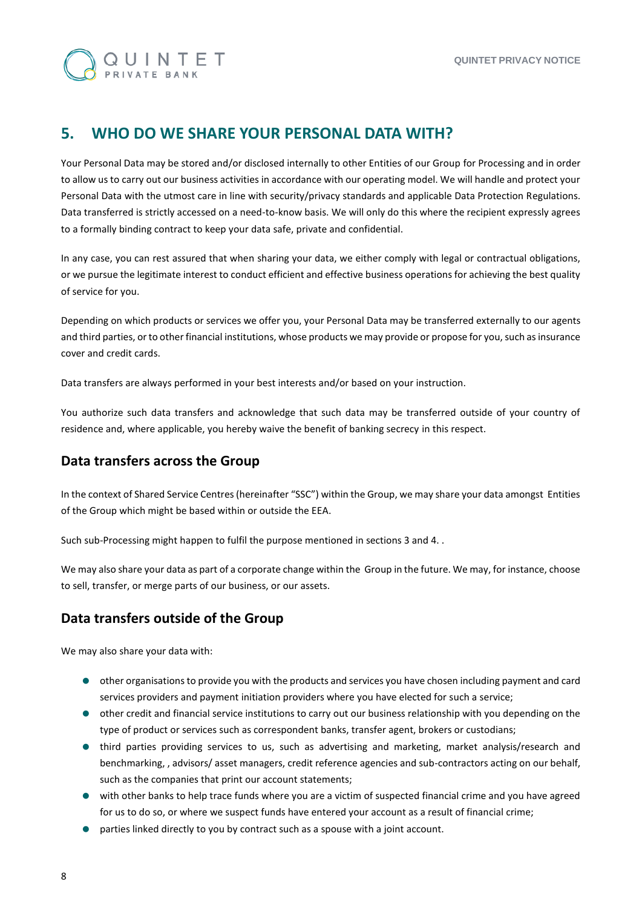## 5. WHO DO WE SHARE YOUR PERSONAL DATA WITH?

Your Personal Data may be stored and/or disclosed internally to other Entities of our Group for Processing and in order to allow us to carry out our business activities in accordance with our operating model. We will handle and protect your Personal Data with the utmost care in line with security/privacy standards and applicable Data Protection Regulations. Data transferred is strictly accessed on a need-to-know basis. We will only do this where the recipient expressly agrees to a formally binding contract to keep your data safe, private and confidential.

In any case, you can rest assured that when sharing your data, we either comply with legal or contractual obligations, or we pursue the legitimate interest to conduct efficient and effective business operations for achieving the best quality of service for you.

Depending on which products or services we offer you, your Personal Data may be transferred externally to our agents and third parties, or to other financial institutions, whose products we may provide or propose for you, such as insurance cover and credit cards.

Data transfers are always performed in your best interests and/or based on your instruction.

You authorize such data transfers and acknowledge that such data may be transferred outside of your country of residence and, where applicable, you hereby waive the benefit of banking secrecy in this respect.

### Data transfers across the Group

In the context of Shared Service Centres (hereinafter "SSC") within the Group, we may share your data amongst Entities of the Group which might be based within or outside the EEA.

Such sub-Processing might happen to fulfil the purpose mentioned in sections 3 and 4. .

We may also share your data as part of a corporate change within the Group in the future. We may, for instance, choose to sell, transfer, or merge parts of our business, or our assets.

### Data transfers outside of the Group

We may also share your data with:

- other organisations to provide you with the products and services you have chosen including payment and card services providers and payment initiation providers where you have elected for such a service;
- other credit and financial service institutions to carry out our business relationship with you depending on the type of product or services such as correspondent banks, transfer agent, brokers or custodians;
- third parties providing services to us, such as advertising and marketing, market analysis/research and benchmarking, , advisors/ asset managers, credit reference agencies and sub-contractors acting on our behalf, such as the companies that print our account statements;
- with other banks to help trace funds where you are a victim of suspected financial crime and you have agreed for us to do so, or where we suspect funds have entered your account as a result of financial crime;
- parties linked directly to you by contract such as a spouse with a joint account.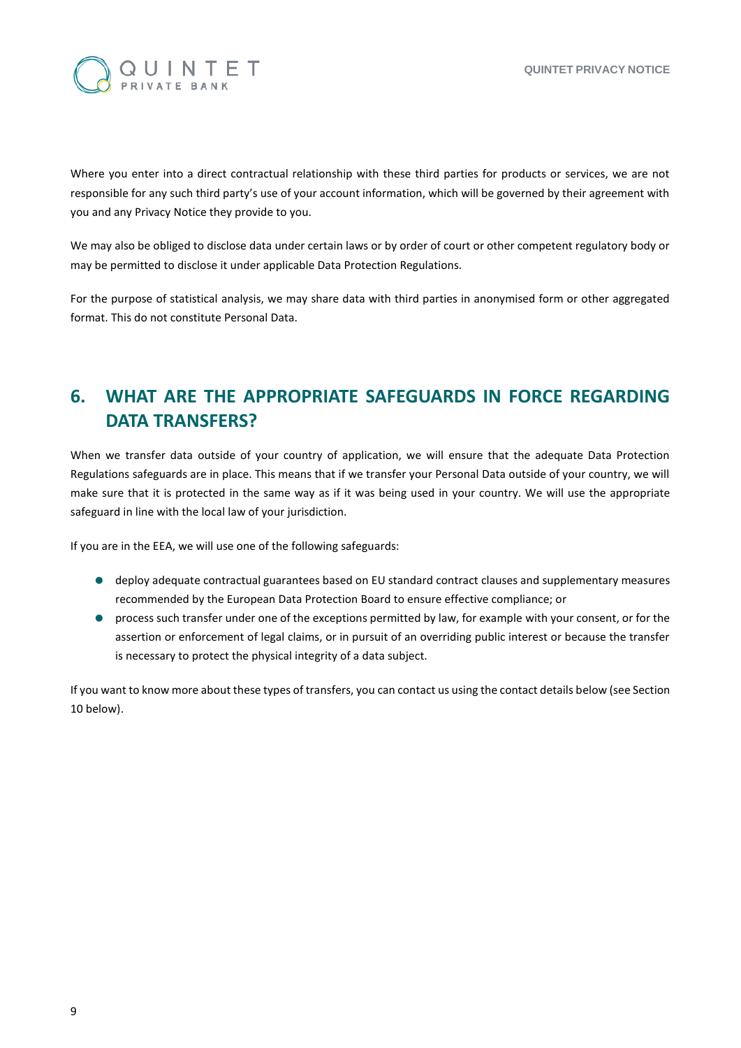Where you enter into a direct contractual relationship with these third parties for products or services, we are not responsible for any such third party's use of your account information, which will be governed by their agreement with you and any Privacy Notice they provide to you.

We may also be obliged to disclose data under certain laws or by order of court or other competent regulatory body or may be permitted to disclose it under applicable Data Protection Regulations.

For the purpose of statistical analysis, we may share data with third parties in anonymised form or other aggregated format. This do not constitute Personal Data.

## 6. WHAT ARE THE APPROPRIATE SAFEGUARDS IN FORCE REGARDING DATA TRANSFERS?

When we transfer data outside of your country of application, we will ensure that the adequate Data Protection Regulations safeguards are in place. This means that if we transfer your Personal Data outside of your country, we will make sure that it is protected in the same way as if it was being used in your country. We will use the appropriate safeguard in line with the local law of your jurisdiction.

If you are in the EEA, we will use one of the following safeguards:

- deploy adequate contractual guarantees based on EU standard contract clauses and supplementary measures recommended by the European Data Protection Board to ensure effective compliance; or
- process such transfer under one of the exceptions permitted by law, for example with your consent, or for the assertion or enforcement of legal claims, or in pursuit of an overriding public interest or because the transfer is necessary to protect the physical integrity of a data subject.

If you want to know more about these types of transfers, you can contact us using the contact details below (see Section 10 below).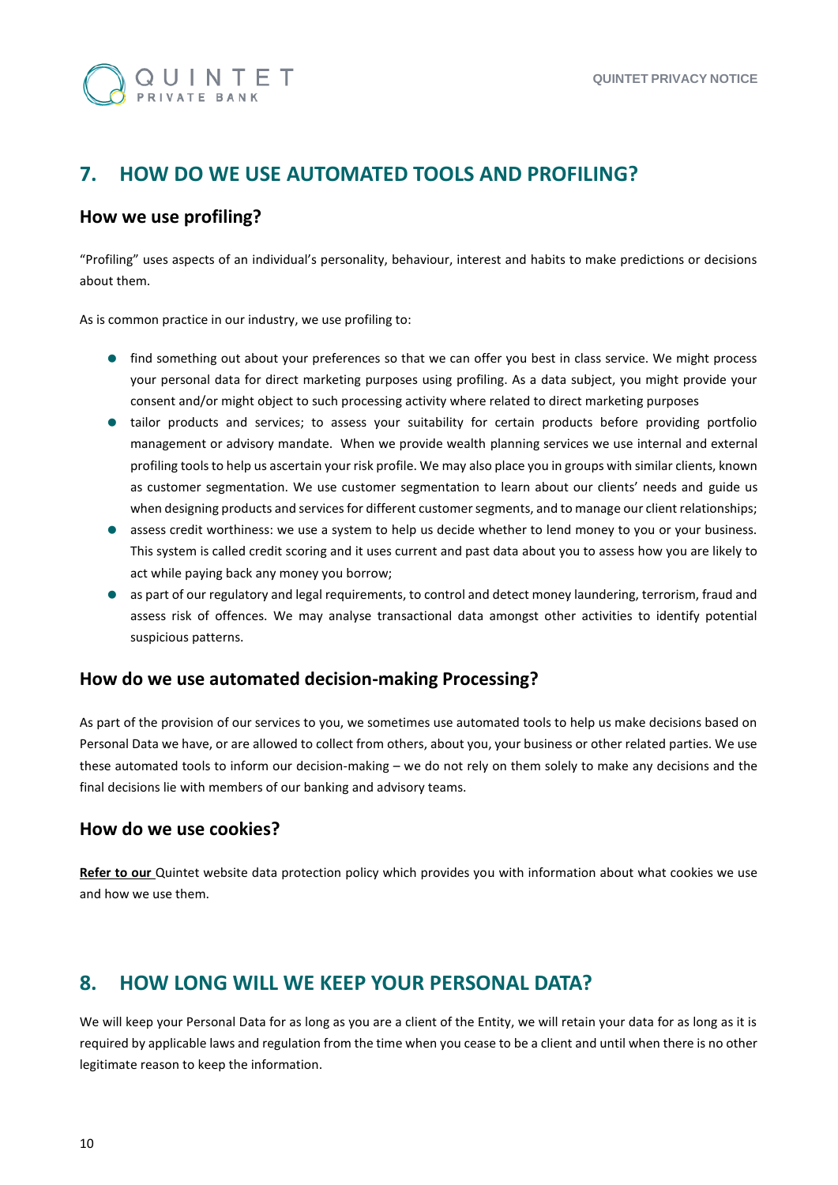## 7. HOW DO WE USE AUTOMATED TOOLS AND PROFILING?

### How we use profiling?

"Profiling" uses aspects of an individual's personality, behaviour, interest and habits to make predictions or decisions about them.

As is common practice in our industry, we use profiling to:

- find something out about your preferences so that we can offer you best in class service. We might process your personal data for direct marketing purposes using profiling. As a data subject, you might provide your consent and/or might object to such processing activity where related to direct marketing purposes
- tailor products and services; to assess your suitability for certain products before providing portfolio management or advisory mandate. When we provide wealth planning services we use internal and external profiling tools to help us ascertain your risk profile. We may also place you in groups with similar clients, known as customer segmentation. We use customer segmentation to learn about our clients' needs and guide us when designing products and services for different customer segments, and to manage our client relationships;
- assess credit worthiness: we use a system to help us decide whether to lend money to you or your business. This system is called credit scoring and it uses current and past data about you to assess how you are likely to act while paying back any money you borrow;
- as part of our regulatory and legal requirements, to control and detect money laundering, terrorism, fraud and assess risk of offences. We may analyse transactional data amongst other activities to identify potential suspicious patterns.

### How do we use automated decision-making Processing?

As part of the provision of our services to you, we sometimes use automated tools to help us make decisions based on Personal Data we have, or are allowed to collect from others, about you, your business or other related parties. We use these automated tools to inform our decision-making – we do not rely on them solely to make any decisions and the final decisions lie with members of our banking and advisory teams.

### How do we use cookies?

**Refer to our** Quintet website data protection policy which provides you with information about what cookies we use and how we use them.

## 8. HOW LONG WILL WE KEEP YOUR PERSONAL DATA?

We will keep your Personal Data for as long as you are a client of the Entity, we will retain your data for as long as it is required by applicable laws and regulation from the time when you cease to be a client and until when there is no other legitimate reason to keep the information.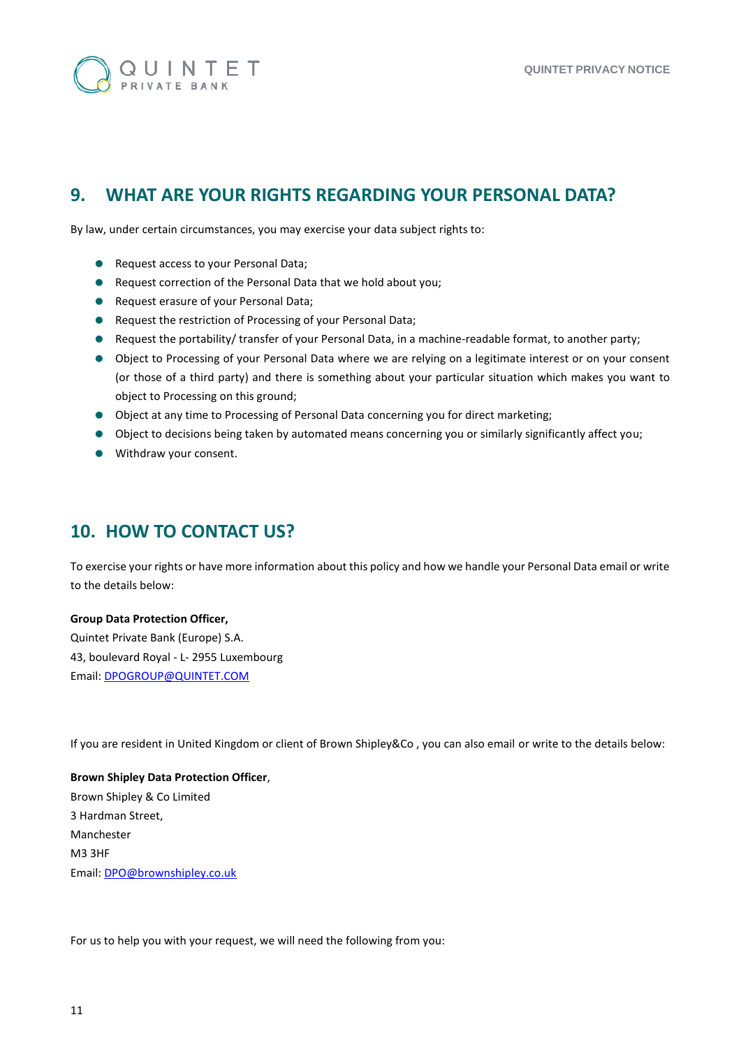## 9. WHAT ARE YOUR RIGHTS REGARDING YOUR PERSONAL DATA?

By law, under certain circumstances, you may exercise your data subject rights to:

- Request access to your Personal Data;
- Request correction of the Personal Data that we hold about you;
- Request erasure of your Personal Data;
- Request the restriction of Processing of your Personal Data;
- Request the portability/ transfer of your Personal Data, in a machine-readable format, to another party;
- Object to Processing of your Personal Data where we are relying on a legitimate interest or on your consent (or those of a third party) and there is something about your particular situation which makes you want to object to Processing on this ground;
- Object at any time to Processing of Personal Data concerning you for direct marketing;
- Object to decisions being taken by automated means concerning you or similarly significantly affect you;
- Withdraw your consent.

## 10. HOW TO CONTACT US?

To exercise your rights or have more information about this policy and how we handle your Personal Data email or write to the details below:

**Group Data Protection Officer,**
Quintet Private Bank (Europe) S.A.
43, boulevard Royal - L- 2955 Luxembourg
Email: DPOGROUP@QUINTET.COM

If you are resident in United Kingdom or client of Brown Shipley&Co , you can also email or write to the details below:

**Brown Shipley Data Protection Officer**,
Brown Shipley & Co Limited
3 Hardman Street,
Manchester
M3 3HF
Email: DPO@brownshipley.co.uk

For us to help you with your request, we will need the following from you: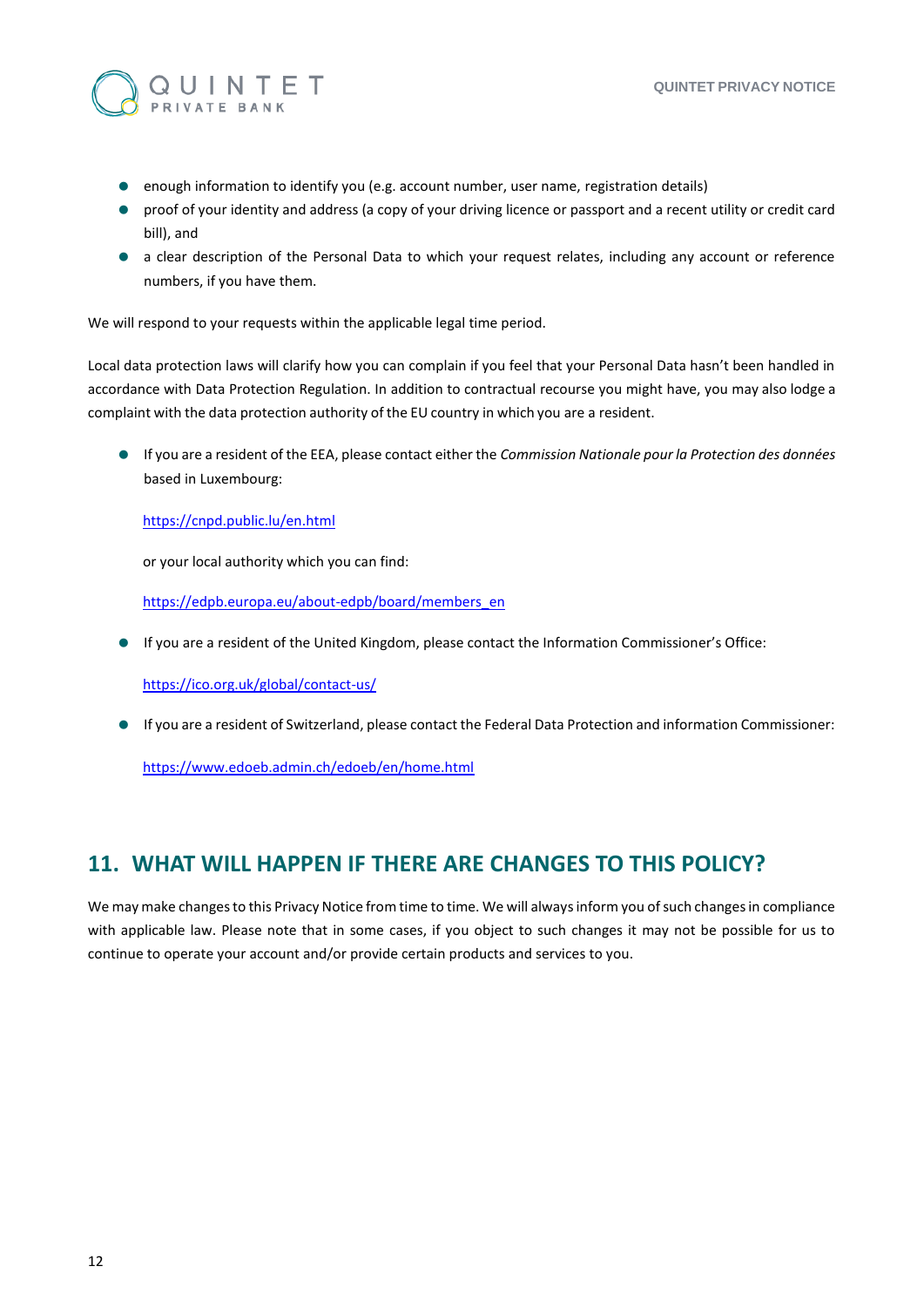- enough information to identify you (e.g. account number, user name, registration details)
- proof of your identity and address (a copy of your driving licence or passport and a recent utility or credit card bill), and
- a clear description of the Personal Data to which your request relates, including any account or reference numbers, if you have them.

We will respond to your requests within the applicable legal time period.

Local data protection laws will clarify how you can complain if you feel that your Personal Data hasn't been handled in accordance with Data Protection Regulation. In addition to contractual recourse you might have, you may also lodge a complaint with the data protection authority of the EU country in which you are a resident.

- If you are a resident of the EEA, please contact either the *Commission Nationale pour la Protection des données* based in Luxembourg:

  https://cnpd.public.lu/en.html

  or your local authority which you can find:

  https://edpb.europa.eu/about-edpb/board/members_en

- If you are a resident of the United Kingdom, please contact the Information Commissioner's Office:

  https://ico.org.uk/global/contact-us/

- If you are a resident of Switzerland, please contact the Federal Data Protection and information Commissioner:

  https://www.edoeb.admin.ch/edoeb/en/home.html

## 11. WHAT WILL HAPPEN IF THERE ARE CHANGES TO THIS POLICY?

We may make changes to this Privacy Notice from time to time. We will always inform you of such changes in compliance with applicable law. Please note that in some cases, if you object to such changes it may not be possible for us to continue to operate your account and/or provide certain products and services to you.